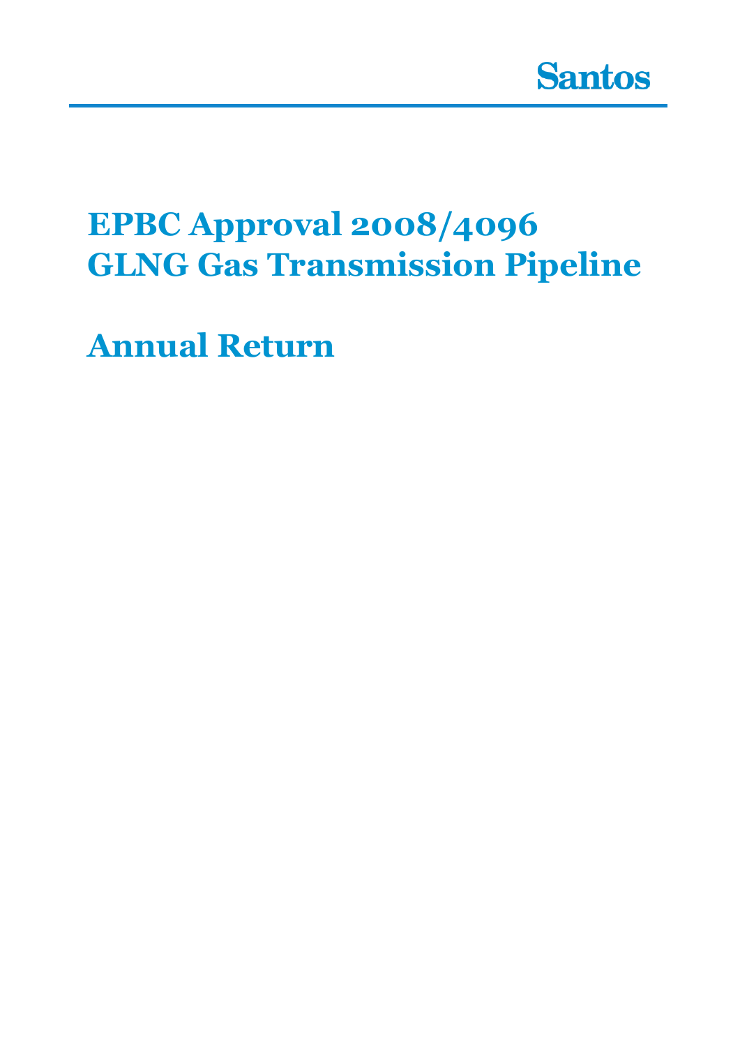Santos

# EPBC Approval 2008/4096
# GLNG Gas Transmission Pipeline

# Annual Return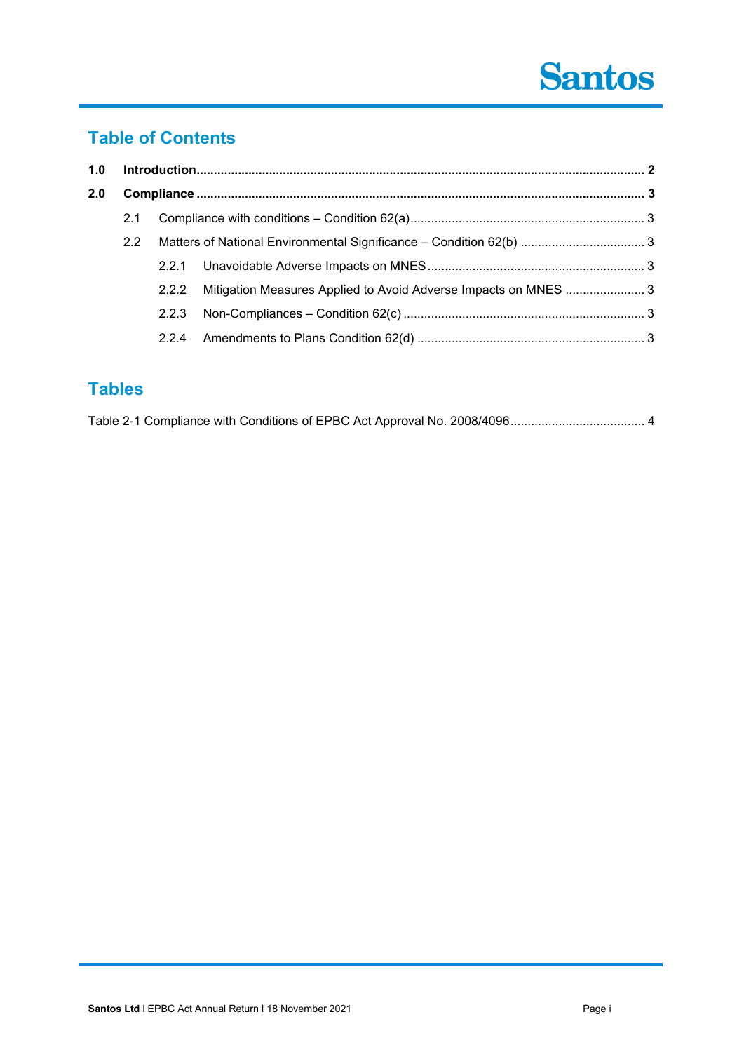## Table of Contents

**1.0 Introduction** ........................................ **2**

**2.0 Compliance** ........................................ **3**

- 2.1 Compliance with conditions – Condition 62(a) ........................................ 3
- 2.2 Matters of National Environmental Significance – Condition 62(b) ........................................ 3
  - 2.2.1 Unavoidable Adverse Impacts on MNES ........................................ 3
  - 2.2.2 Mitigation Measures Applied to Avoid Adverse Impacts on MNES ........................................ 3
  - 2.2.3 Non-Compliances – Condition 62(c) ........................................ 3
  - 2.2.4 Amendments to Plans Condition 62(d) ........................................ 3

## Tables

Table 2-1 Compliance with Conditions of EPBC Act Approval No. 2008/4096 ........................................ 4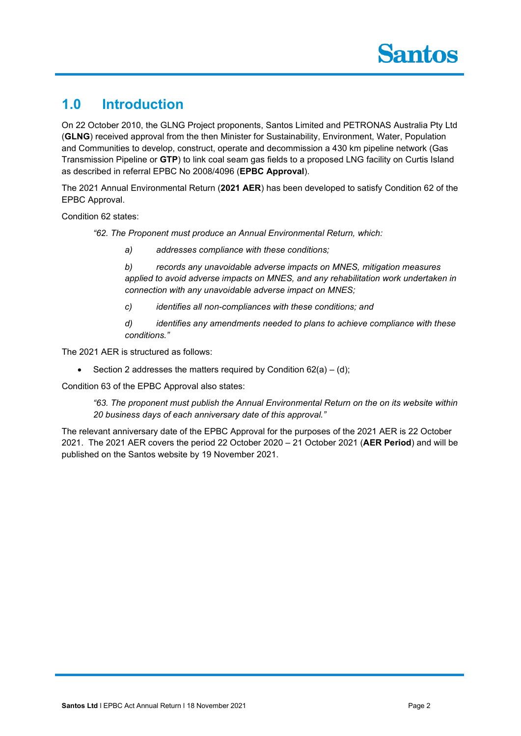# 1.0 Introduction

On 22 October 2010, the GLNG Project proponents, Santos Limited and PETRONAS Australia Pty Ltd (**GLNG**) received approval from the then Minister for Sustainability, Environment, Water, Population and Communities to develop, construct, operate and decommission a 430 km pipeline network (Gas Transmission Pipeline or **GTP**) to link coal seam gas fields to a proposed LNG facility on Curtis Island as described in referral EPBC No 2008/4096 (**EPBC Approval**).

The 2021 Annual Environmental Return (**2021 AER**) has been developed to satisfy Condition 62 of the EPBC Approval.

Condition 62 states:

> *"62. The Proponent must produce an Annual Environmental Return, which:*
>
> > *a) addresses compliance with these conditions;*
> >
> > *b) records any unavoidable adverse impacts on MNES, mitigation measures applied to avoid adverse impacts on MNES, and any rehabilitation work undertaken in connection with any unavoidable adverse impact on MNES;*
> >
> > *c) identifies all non-compliances with these conditions; and*
> >
> > *d) identifies any amendments needed to plans to achieve compliance with these conditions."*

The 2021 AER is structured as follows:

- Section 2 addresses the matters required by Condition 62(a) – (d);

Condition 63 of the EPBC Approval also states:

> *"63. The proponent must publish the Annual Environmental Return on the on its website within 20 business days of each anniversary date of this approval."*

The relevant anniversary date of the EPBC Approval for the purposes of the 2021 AER is 22 October 2021. The 2021 AER covers the period 22 October 2020 – 21 October 2021 (**AER Period**) and will be published on the Santos website by 19 November 2021.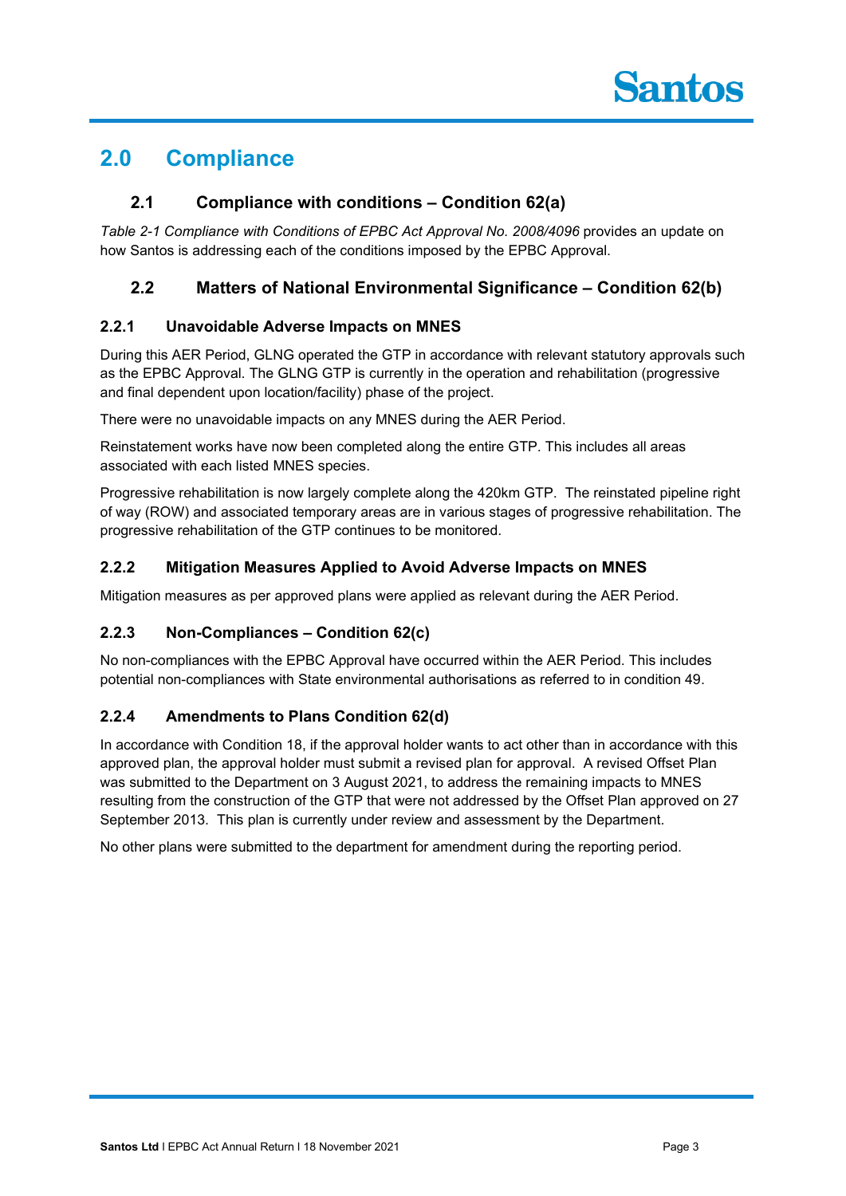# 2.0 Compliance

## 2.1 Compliance with conditions – Condition 62(a)

*Table 2-1 Compliance with Conditions of EPBC Act Approval No. 2008/4096* provides an update on how Santos is addressing each of the conditions imposed by the EPBC Approval.

## 2.2 Matters of National Environmental Significance – Condition 62(b)

### 2.2.1 Unavoidable Adverse Impacts on MNES

During this AER Period, GLNG operated the GTP in accordance with relevant statutory approvals such as the EPBC Approval. The GLNG GTP is currently in the operation and rehabilitation (progressive and final dependent upon location/facility) phase of the project.

There were no unavoidable impacts on any MNES during the AER Period.

Reinstatement works have now been completed along the entire GTP. This includes all areas associated with each listed MNES species.

Progressive rehabilitation is now largely complete along the 420km GTP. The reinstated pipeline right of way (ROW) and associated temporary areas are in various stages of progressive rehabilitation. The progressive rehabilitation of the GTP continues to be monitored.

### 2.2.2 Mitigation Measures Applied to Avoid Adverse Impacts on MNES

Mitigation measures as per approved plans were applied as relevant during the AER Period.

### 2.2.3 Non-Compliances – Condition 62(c)

No non-compliances with the EPBC Approval have occurred within the AER Period. This includes potential non-compliances with State environmental authorisations as referred to in condition 49.

### 2.2.4 Amendments to Plans Condition 62(d)

In accordance with Condition 18, if the approval holder wants to act other than in accordance with this approved plan, the approval holder must submit a revised plan for approval. A revised Offset Plan was submitted to the Department on 3 August 2021, to address the remaining impacts to MNES resulting from the construction of the GTP that were not addressed by the Offset Plan approved on 27 September 2013. This plan is currently under review and assessment by the Department.

No other plans were submitted to the department for amendment during the reporting period.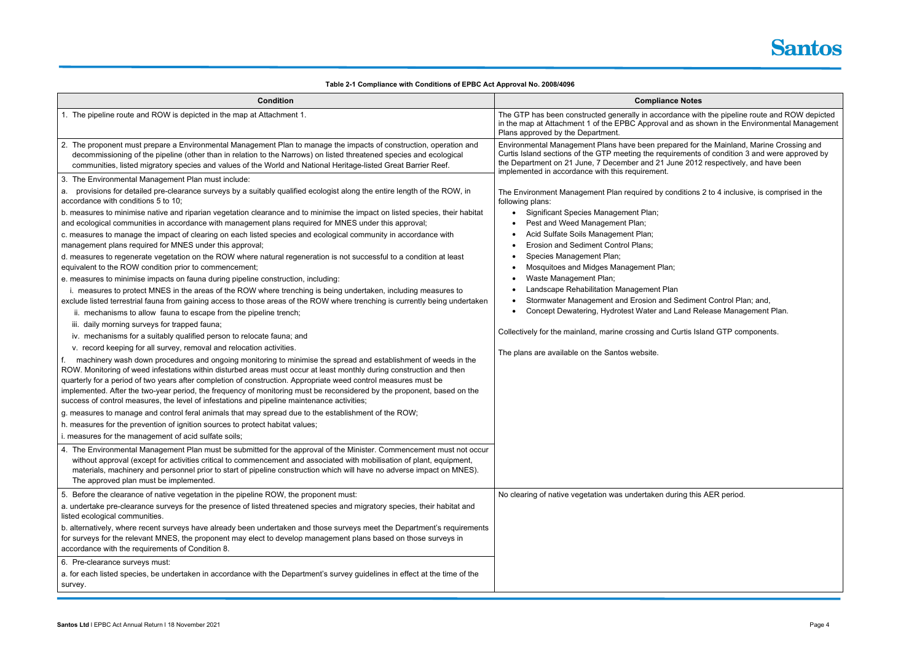**Table 2-1 Compliance with Conditions of EPBC Act Approval No. 2008/4096**

| Condition | Compliance Notes |
|---|---|
| 1. The pipeline route and ROW is depicted in the map at Attachment 1. | The GTP has been constructed generally in accordance with the pipeline route and ROW depicted in the map at Attachment 1 of the EPBC Approval and as shown in the Environmental Management Plans approved by the Department. |
| 2. The proponent must prepare a Environmental Management Plan to manage the impacts of construction, operation and decommissioning of the pipeline (other than in relation to the Narrows) on listed threatened species and ecological communities, listed migratory species and values of the World and National Heritage-listed Great Barrier Reef. | Environmental Management Plans have been prepared for the Mainland, Marine Crossing and Curtis Island sections of the GTP meeting the requirements of condition 3 and were approved by the Department on 21 June, 7 December and 21 June 2012 respectively, and have been implemented in accordance with this requirement. |
| 3. The Environmental Management Plan must include:<br>a. provisions for detailed pre-clearance surveys by a suitably qualified ecologist along the entire length of the ROW, in accordance with conditions 5 to 10;<br>b. measures to minimise native and riparian vegetation clearance and to minimise the impact on listed species, their habitat and ecological communities in accordance with management plans required for MNES under this approval;<br>c. measures to manage the impact of clearing on each listed species and ecological community in accordance with management plans required for MNES under this approval;<br>d. measures to regenerate vegetation on the ROW where natural regeneration is not successful to a condition at least equivalent to the ROW condition prior to commencement;<br>e. measures to minimise impacts on fauna during pipeline construction, including:<br>i. measures to protect MNES in the areas of the ROW where trenching is being undertaken, including measures to exclude listed terrestrial fauna from gaining access to those areas of the ROW where trenching is currently being undertaken<br>ii. mechanisms to allow fauna to escape from the pipeline trench;<br>iii. daily morning surveys for trapped fauna;<br>iv. mechanisms for a suitably qualified person to relocate fauna; and<br>v. record keeping for all survey, removal and relocation activities.<br>f. machinery wash down procedures and ongoing monitoring to minimise the spread and establishment of weeds in the ROW. Monitoring of weed infestations within disturbed areas must occur at least monthly during construction and then quarterly for a period of two years after completion of construction. Appropriate weed control measures must be implemented. After the two-year period, the frequency of monitoring must be reconsidered by the proponent, based on the success of control measures, the level of infestations and pipeline maintenance activities;<br>g. measures to manage and control feral animals that may spread due to the establishment of the ROW;<br>h. measures for the prevention of ignition sources to protect habitat values;<br>i. measures for the management of acid sulfate soils;<br>4. The Environmental Management Plan must be submitted for the approval of the Minister. Commencement must not occur without approval (except for activities critical to commencement and associated with mobilisation of plant, equipment, materials, machinery and personnel prior to start of pipeline construction which will have no adverse impact on MNES). The approved plan must be implemented. | The Environment Management Plan required by conditions 2 to 4 inclusive, is comprised in the following plans:<br>• Significant Species Management Plan;<br>• Pest and Weed Management Plan;<br>• Acid Sulfate Soils Management Plan;<br>• Erosion and Sediment Control Plans;<br>• Species Management Plan;<br>• Mosquitoes and Midges Management Plan;<br>• Waste Management Plan;<br>• Landscape Rehabilitation Management Plan<br>• Stormwater Management and Erosion and Sediment Control Plan; and,<br>• Concept Dewatering, Hydrotest Water and Land Release Management Plan.<br><br>Collectively for the mainland, marine crossing and Curtis Island GTP components.<br><br>The plans are available on the Santos website. |
| 5. Before the clearance of native vegetation in the pipeline ROW, the proponent must:<br>a. undertake pre-clearance surveys for the presence of listed threatened species and migratory species, their habitat and listed ecological communities.<br>b. alternatively, where recent surveys have already been undertaken and those surveys meet the Department's requirements for surveys for the relevant MNES, the proponent may elect to develop management plans based on those surveys in accordance with the requirements of Condition 8.<br>6. Pre-clearance surveys must:<br>a. for each listed species, be undertaken in accordance with the Department's survey guidelines in effect at the time of the survey. | No clearing of native vegetation was undertaken during this AER period. |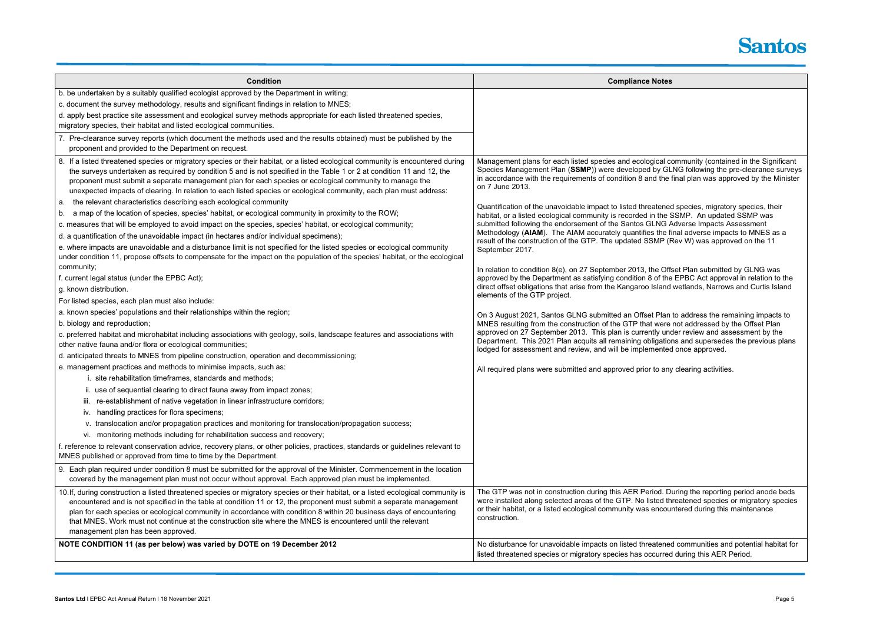| Condition | Compliance Notes |
|---|---|
| b. be undertaken by a suitably qualified ecologist approved by the Department in writing;<br>c. document the survey methodology, results and significant findings in relation to MNES;<br>d. apply best practice site assessment and ecological survey methods appropriate for each listed threatened species, migratory species, their habitat and listed ecological communities. | |
| 7. Pre-clearance survey reports (which document the methods used and the results obtained) must be published by the proponent and provided to the Department on request. | |
| 8. If a listed threatened species or migratory species or their habitat, or a listed ecological community is encountered during the surveys undertaken as required by condition 5 and is not specified in the Table 1 or 2 at condition 11 and 12, the proponent must submit a separate management plan for each species or ecological community to manage the unexpected impacts of clearing. In relation to each listed species or ecological community, each plan must address:<br>a. the relevant characteristics describing each ecological community<br>b. a map of the location of species, species' habitat, or ecological community in proximity to the ROW;<br>c. measures that will be employed to avoid impact on the species, species' habitat, or ecological community;<br>d. a quantification of the unavoidable impact (in hectares and/or individual specimens);<br>e. where impacts are unavoidable and a disturbance limit is not specified for the listed species or ecological community under condition 11, propose offsets to compensate for the impact on the population of the species' habitat, or the ecological community;<br>f. current legal status (under the EPBC Act);<br>g. known distribution.<br>For listed species, each plan must also include:<br>a. known species' populations and their relationships within the region;<br>b. biology and reproduction;<br>c. preferred habitat and microhabitat including associations with geology, soils, landscape features and associations with other native fauna and/or flora or ecological communities;<br>d. anticipated threats to MNES from pipeline construction, operation and decommissioning;<br>e. management practices and methods to minimise impacts, such as:<br>i. site rehabilitation timeframes, standards and methods;<br>ii. use of sequential clearing to direct fauna away from impact zones;<br>iii. re-establishment of native vegetation in linear infrastructure corridors;<br>iv. handling practices for flora specimens;<br>v. translocation and/or propagation practices and monitoring for translocation/propagation success;<br>vi. monitoring methods including for rehabilitation success and recovery;<br>f. reference to relevant conservation advice, recovery plans, or other policies, practices, standards or guidelines relevant to MNES published or approved from time to time by the Department. | Management plans for each listed species and ecological community (contained in the Significant Species Management Plan (**SSMP**)) were developed by GLNG following the pre-clearance surveys in accordance with the requirements of condition 8 and the final plan was approved by the Minister on 7 June 2013.<br><br>Quantification of the unavoidable impact to listed threatened species, migratory species, their habitat, or a listed ecological community is recorded in the SSMP. An updated SSMP was submitted following the endorsement of the Santos GLNG Adverse Impacts Assessment Methodology (**AIAM**). The AIAM accurately quantifies the final adverse impacts to MNES as a result of the construction of the GTP. The updated SSMP (Rev W) was approved on the 11 September 2017.<br><br>In relation to condition 8(e), on 27 September 2013, the Offset Plan submitted by GLNG was approved by the Department as satisfying condition 8 of the EPBC Act approval in relation to the direct offset obligations that arise from the Kangaroo Island wetlands, Narrows and Curtis Island elements of the GTP project.<br><br>On 3 August 2021, Santos GLNG submitted an Offset Plan to address the remaining impacts to MNES resulting from the construction of the GTP that were not addressed by the Offset Plan approved on 27 September 2013. This plan is currently under review and assessment by the Department. This 2021 Plan acquits all remaining obligations and supersedes the previous plans lodged for assessment and review, and will be implemented once approved.<br><br>All required plans were submitted and approved prior to any clearing activities. |
| 9. Each plan required under condition 8 must be submitted for the approval of the Minister. Commencement in the location covered by the management plan must not occur without approval. Each approved plan must be implemented. | |
| 10. If, during construction a listed threatened species or migratory species or their habitat, or a listed ecological community is encountered and is not specified in the table at condition 11 or 12, the proponent must submit a separate management plan for each species or ecological community in accordance with condition 8 within 20 business days of encountering that MNES. Work must not continue at the construction site where the MNES is encountered until the relevant management plan has been approved. | The GTP was not in construction during this AER Period. During the reporting period anode beds were installed along selected areas of the GTP. No listed threatened species or migratory species or their habitat, or a listed ecological community was encountered during this maintenance construction. |
| **NOTE CONDITION 11 (as per below) was varied by DOTE on 19 December 2012** | No disturbance for unavoidable impacts on listed threatened communities and potential habitat for listed threatened species or migratory species has occurred during this AER Period. |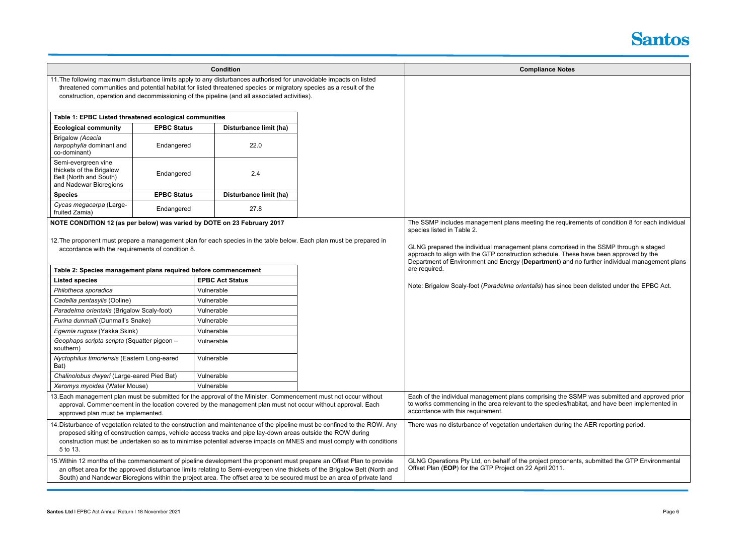| Condition | Compliance Notes |
|---|---|
| 11. The following maximum disturbance limits apply to any disturbances authorised for unavoidable impacts on listed threatened communities and potential habitat for listed threatened species or migratory species as a result of the construction, operation and decommissioning of the pipeline (and all associated activities). | |

**Table 1: EPBC Listed threatened ecological communities**

| Ecological community | EPBC Status | Disturbance limit (ha) |
|---|---|---|
| Brigalow (*Acacia harpophylla* dominant and co-dominant) | Endangered | 22.0 |
| Semi-evergreen vine thickets of the Brigalow Belt (North and South) and Nadewar Bioregions | Endangered | 2.4 |
| **Species** | **EPBC Status** | **Disturbance limit (ha)** |
| *Cycas megacarpa* (Large-fruited Zamia) | Endangered | 27.8 |

| Condition | Compliance Notes |
|---|---|
| **NOTE CONDITION 12 (as per below) was varied by DOTE on 23 February 2017**<br><br>12. The proponent must prepare a management plan for each species in the table below. Each plan must be prepared in accordance with the requirements of condition 8. | The SSMP includes management plans meeting the requirements of condition 8 for each individual species listed in Table 2.<br><br>GLNG prepared the individual management plans comprised in the SSMP through a staged approach to align with the GTP construction schedule. These have been approved by the Department of Environment and Energy (**Department**) and no further individual management plans are required.<br><br>Note: Brigalow Scaly-foot (*Paradelma orientalis*) has since been delisted under the EPBC Act. |

**Table 2: Species management plans required before commencement**

| Listed species | EPBC Act Status |
|---|---|
| *Philotheca sporadica* | Vulnerable |
| *Cadellia pentasylis* (Ooline) | Vulnerable |
| *Paradelma orientalis* (Brigalow Scaly-foot) | Vulnerable |
| *Furina dunmalli* (Dunmall's Snake) | Vulnerable |
| *Egernia rugosa* (Yakka Skink) | Vulnerable |
| *Geophaps scripta scripta* (Squatter pigeon – southern) | Vulnerable |
| *Nyctophilus timoriensis* (Eastern Long-eared Bat) | Vulnerable |
| *Chalinolobus dwyeri* (Large-eared Pied Bat) | Vulnerable |
| *Xeromys myoides* (Water Mouse) | Vulnerable |

| Condition | Compliance Notes |
|---|---|
| 13. Each management plan must be submitted for the approval of the Minister. Commencement must not occur without approval. Commencement in the location covered by the management plan must not occur without approval. Each approved plan must be implemented. | Each of the individual management plans comprising the SSMP was submitted and approved prior to works commencing in the area relevant to the species/habitat, and have been implemented in accordance with this requirement. |
| 14. Disturbance of vegetation related to the construction and maintenance of the pipeline must be confined to the ROW. Any proposed siting of construction camps, vehicle access tracks and pipe lay-down areas outside the ROW during construction must be undertaken so as to minimise potential adverse impacts on MNES and must comply with conditions 5 to 13. | There was no disturbance of vegetation undertaken during the AER reporting period. |
| 15. Within 12 months of the commencement of pipeline development the proponent must prepare an Offset Plan to provide an offset area for the proposed disturbance limits relating to Semi-evergreen vine thickets of the Brigalow Belt (North and South) and Nandewar Bioregions within the project area. The offset area to be secured must be an area of private land | GLNG Operations Pty Ltd, on behalf of the project proponents, submitted the GTP Environmental Offset Plan (**EOP**) for the GTP Project on 22 April 2011. |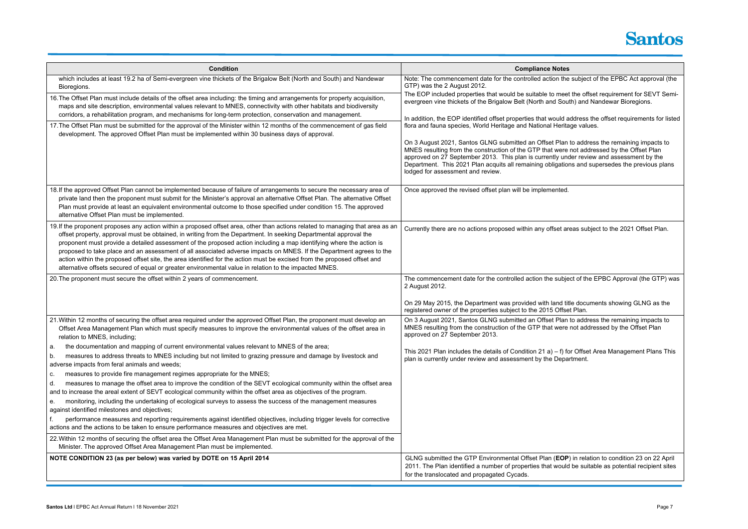| Condition | Compliance Notes |
|---|---|
| which includes at least 19.2 ha of Semi-evergreen vine thickets of the Brigalow Belt (North and South) and Nandewar Bioregions.<br><br>16. The Offset Plan must include details of the offset area including: the timing and arrangements for property acquisition, maps and site description, environmental values relevant to MNES, connectivity with other habitats and biodiversity corridors, a rehabilitation program, and mechanisms for long-term protection, conservation and management.<br><br>17. The Offset Plan must be submitted for the approval of the Minister within 12 months of the commencement of gas field development. The approved Offset Plan must be implemented within 30 business days of approval. | Note: The commencement date for the controlled action the subject of the EPBC Act approval (the GTP) was the 2 August 2012.<br><br>The EOP included properties that would be suitable to meet the offset requirement for SEVT Semi-evergreen vine thickets of the Brigalow Belt (North and South) and Nandewar Bioregions.<br><br>In addition, the EOP identified offset properties that would address the offset requirements for listed flora and fauna species, World Heritage and National Heritage values.<br><br>On 3 August 2021, Santos GLNG submitted an Offset Plan to address the remaining impacts to MNES resulting from the construction of the GTP that were not addressed by the Offset Plan approved on 27 September 2013. This plan is currently under review and assessment by the Department. This 2021 Plan acquits all remaining obligations and supersedes the previous plans lodged for assessment and review. |
| 18. If the approved Offset Plan cannot be implemented because of failure of arrangements to secure the necessary area of private land then the proponent must submit for the Minister's approval an alternative Offset Plan. The alternative Offset Plan must provide at least an equivalent environmental outcome to those specified under condition 15. The approved alternative Offset Plan must be implemented. | Once approved the revised offset plan will be implemented. |
| 19. If the proponent proposes any action within a proposed offset area, other than actions related to managing that area as an offset property, approval must be obtained, in writing from the Department. In seeking Departmental approval the proponent must provide a detailed assessment of the proposed action including a map identifying where the action is proposed to take place and an assessment of all associated adverse impacts on MNES. If the Department agrees to the action within the proposed offset site, the area identified for the action must be excised from the proposed offset and alternative offsets secured of equal or greater environmental value in relation to the impacted MNES. | Currently there are no actions proposed within any offset areas subject to the 2021 Offset Plan. |
| 20. The proponent must secure the offset within 2 years of commencement. | The commencement date for the controlled action the subject of the EPBC Approval (the GTP) was 2 August 2012.<br><br>On 29 May 2015, the Department was provided with land title documents showing GLNG as the registered owner of the properties subject to the 2015 Offset Plan. |
| 21. Within 12 months of securing the offset area required under the approved Offset Plan, the proponent must develop an Offset Area Management Plan which must specify measures to improve the environmental values of the offset area in relation to MNES, including;<br>a. the documentation and mapping of current environmental values relevant to MNES of the area;<br>b. measures to address threats to MNES including but not limited to grazing pressure and damage by livestock and adverse impacts from feral animals and weeds;<br>c. measures to provide fire management regimes appropriate for the MNES;<br>d. measures to manage the offset area to improve the condition of the SEVT ecological community within the offset area and to increase the areal extent of SEVT ecological community within the offset area as objectives of the program.<br>e. monitoring, including the undertaking of ecological surveys to assess the success of the management measures against identified milestones and objectives;<br>f. performance measures and reporting requirements against identified objectives, including trigger levels for corrective actions and the actions to be taken to ensure performance measures and objectives are met.<br><br>22. Within 12 months of securing the offset area the Offset Area Management Plan must be submitted for the approval of the Minister. The approved Offset Area Management Plan must be implemented. | On 3 August 2021, Santos GLNG submitted an Offset Plan to address the remaining impacts to MNES resulting from the construction of the GTP that were not addressed by the Offset Plan approved on 27 September 2013.<br><br>This 2021 Plan includes the details of Condition 21 a) – f) for Offset Area Management Plans This plan is currently under review and assessment by the Department. |
| **NOTE CONDITION 23 (as per below) was varied by DOTE on 15 April 2014** | GLNG submitted the GTP Environmental Offset Plan (**EOP**) in relation to condition 23 on 22 April 2011. The Plan identified a number of properties that would be suitable as potential recipient sites for the translocated and propagated Cycads. |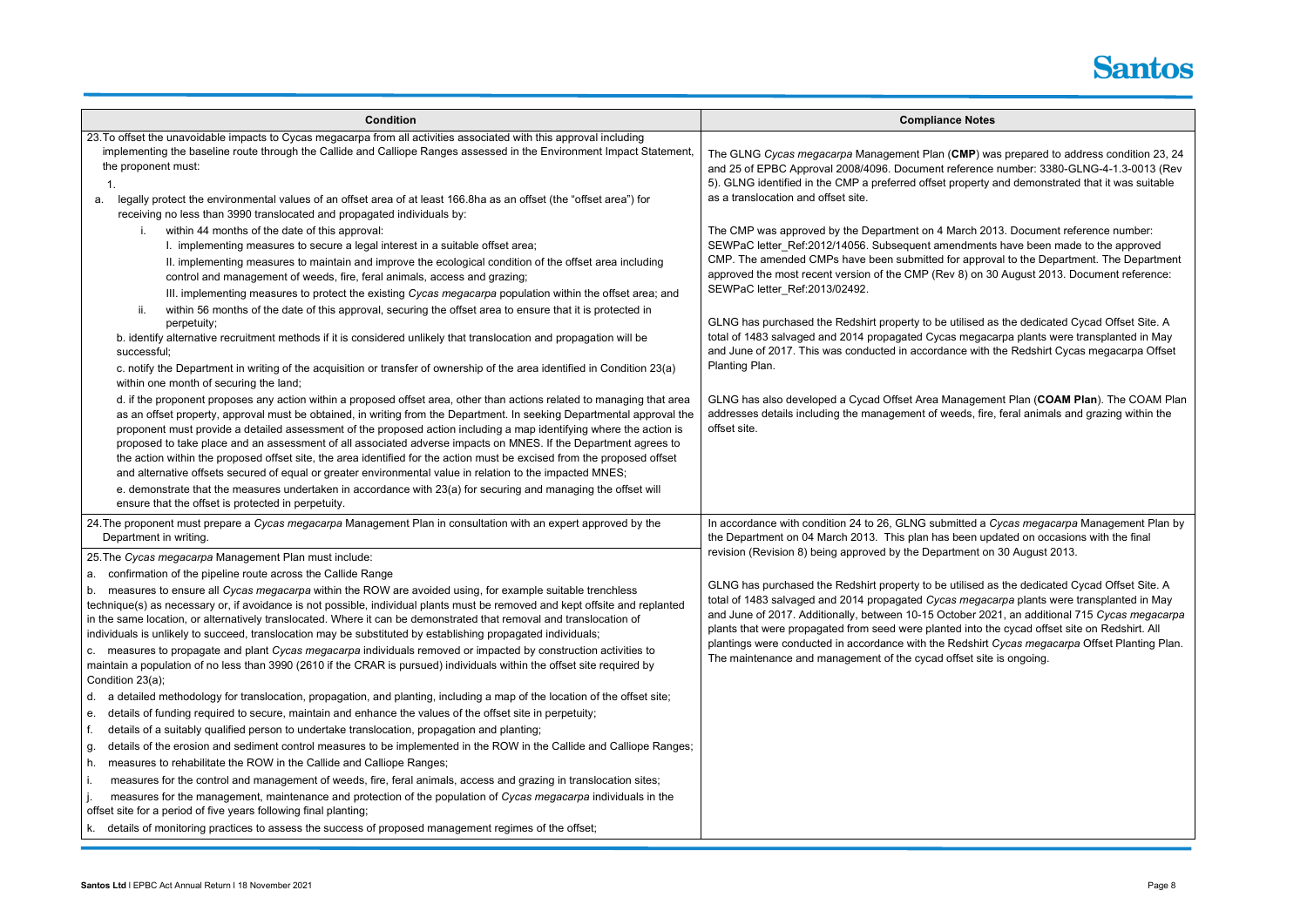| Condition | Compliance Notes |
|---|---|
| 23. To offset the unavoidable impacts to Cycas megacarpa from all activities associated with this approval including implementing the baseline route through the Callide and Calliope Ranges assessed in the Environment Impact Statement, the proponent must:<br>1.<br>a. legally protect the environmental values of an offset area of at least 166.8ha as an offset (the "offset area") for receiving no less than 3990 translocated and propagated individuals by:<br>i. within 44 months of the date of this approval:<br>I. implementing measures to secure a legal interest in a suitable offset area;<br>II. implementing measures to maintain and improve the ecological condition of the offset area including control and management of weeds, fire, feral animals, access and grazing;<br>III. implementing measures to protect the existing *Cycas megacarpa* population within the offset area; and<br>ii. within 56 months of the date of this approval, securing the offset area to ensure that it is protected in perpetuity;<br>b. identify alternative recruitment methods if it is considered unlikely that translocation and propagation will be successful;<br>c. notify the Department in writing of the acquisition or transfer of ownership of the area identified in Condition 23(a) within one month of securing the land;<br>d. if the proponent proposes any action within a proposed offset area, other than actions related to managing that area as an offset property, approval must be obtained, in writing from the Department. In seeking Departmental approval the proponent must provide a detailed assessment of the proposed action including a map identifying where the action is proposed to take place and an assessment of all associated adverse impacts on MNES. If the Department agrees to the action within the proposed offset site, the area identified for the action must be excised from the proposed offset and alternative offsets secured of equal or greater environmental value in relation to the impacted MNES;<br>e. demonstrate that the measures undertaken in accordance with 23(a) for securing and managing the offset will ensure that the offset is protected in perpetuity. | The GLNG *Cycas megacarpa* Management Plan (**CMP**) was prepared to address condition 23, 24 and 25 of EPBC Approval 2008/4096. Document reference number: 3380-GLNG-4-1.3-0013 (Rev 5). GLNG identified in the CMP a preferred offset property and demonstrated that it was suitable as a translocation and offset site.<br><br>The CMP was approved by the Department on 4 March 2013. Document reference number: SEWPaC letter_Ref:2012/14056. Subsequent amendments have been made to the approved CMP. The amended CMPs have been submitted for approval to the Department. The Department approved the most recent version of the CMP (Rev 8) on 30 August 2013. Document reference: SEWPaC letter_Ref:2013/02492.<br><br>GLNG has purchased the Redshirt property to be utilised as the dedicated Cycad Offset Site. A total of 1483 salvaged and 2014 propagated Cycas megacarpa plants were transplanted in May and June of 2017. This was conducted in accordance with the Redshirt Cycas megacarpa Offset Planting Plan.<br><br>GLNG has also developed a Cycad Offset Area Management Plan (**COAM Plan**). The COAM Plan addresses details including the management of weeds, fire, feral animals and grazing within the offset site. |
| 24. The proponent must prepare a *Cycas megacarpa* Management Plan in consultation with an expert approved by the Department in writing.<br><br>25. The *Cycas megacarpa* Management Plan must include:<br>a. confirmation of the pipeline route across the Callide Range<br>b. measures to ensure all *Cycas megacarpa* within the ROW are avoided using, for example suitable trenchless technique(s) as necessary or, if avoidance is not possible, individual plants must be removed and kept offsite and replanted in the same location, or alternatively translocated. Where it can be demonstrated that removal and translocation of individuals is unlikely to succeed, translocation may be substituted by establishing propagated individuals;<br>c. measures to propagate and plant *Cycas megacarpa* individuals removed or impacted by construction activities to maintain a population of no less than 3990 (2610 if the CRAR is pursued) individuals within the offset site required by Condition 23(a);<br>d. a detailed methodology for translocation, propagation, and planting, including a map of the location of the offset site;<br>e. details of funding required to secure, maintain and enhance the values of the offset site in perpetuity;<br>f. details of a suitably qualified person to undertake translocation, propagation and planting;<br>g. details of the erosion and sediment control measures to be implemented in the ROW in the Callide and Calliope Ranges;<br>h. measures to rehabilitate the ROW in the Callide and Calliope Ranges;<br>i. measures for the control and management of weeds, fire, feral animals, access and grazing in translocation sites;<br>j. measures for the management, maintenance and protection of the population of *Cycas megacarpa* individuals in the offset site for a period of five years following final planting;<br>k. details of monitoring practices to assess the success of proposed management regimes of the offset; | In accordance with condition 24 to 26, GLNG submitted a *Cycas megacarpa* Management Plan by the Department on 04 March 2013. This plan has been updated on occasions with the final revision (Revision 8) being approved by the Department on 30 August 2013.<br><br>GLNG has purchased the Redshirt property to be utilised as the dedicated Cycad Offset Site. A total of 1483 salvaged and 2014 propagated *Cycas megacarpa* plants were transplanted in May and June of 2017. Additionally, between 10-15 October 2021, an additional 715 *Cycas megacarpa* plants that were propagated from seed were planted into the cycad offset site on Redshirt. All plantings were conducted in accordance with the Redshirt *Cycas megacarpa* Offset Planting Plan. The maintenance and management of the cycad offset site is ongoing. |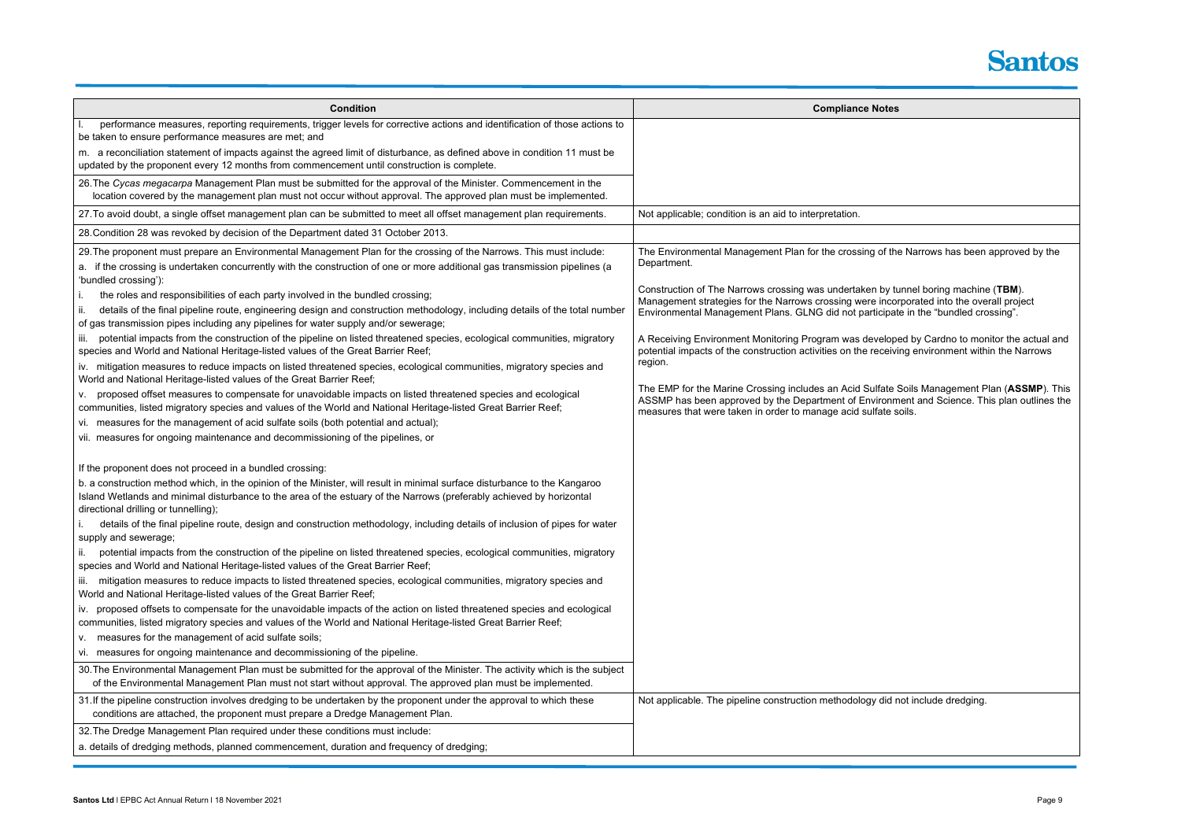| Condition | Compliance Notes |
|---|---|
| l. performance measures, reporting requirements, trigger levels for corrective actions and identification of those actions to be taken to ensure performance measures are met; and<br><br>m. a reconciliation statement of impacts against the agreed limit of disturbance, as defined above in condition 11 must be updated by the proponent every 12 months from commencement until construction is complete. | |
| 26. The *Cycas megacarpa* Management Plan must be submitted for the approval of the Minister. Commencement in the location covered by the management plan must not occur without approval. The approved plan must be implemented. | |
| 27. To avoid doubt, a single offset management plan can be submitted to meet all offset management plan requirements. | Not applicable; condition is an aid to interpretation. |
| 28. Condition 28 was revoked by decision of the Department dated 31 October 2013. | |
| 29. The proponent must prepare an Environmental Management Plan for the crossing of the Narrows. This must include:<br>a. if the crossing is undertaken concurrently with the construction of one or more additional gas transmission pipelines (a 'bundled crossing'):<br>i. the roles and responsibilities of each party involved in the bundled crossing;<br>ii. details of the final pipeline route, engineering design and construction methodology, including details of the total number of gas transmission pipes including any pipelines for water supply and/or sewerage;<br>iii. potential impacts from the construction of the pipeline on listed threatened species, ecological communities, migratory species and World and National Heritage-listed values of the Great Barrier Reef;<br>iv. mitigation measures to reduce impacts on listed threatened species, ecological communities, migratory species and World and National Heritage-listed values of the Great Barrier Reef;<br>v. proposed offset measures to compensate for unavoidable impacts on listed threatened species and ecological communities, listed migratory species and values of the World and National Heritage-listed Great Barrier Reef;<br>vi. measures for the management of acid sulfate soils (both potential and actual);<br>vii. measures for ongoing maintenance and decommissioning of the pipelines, or<br><br>If the proponent does not proceed in a bundled crossing:<br>b. a construction method which, in the opinion of the Minister, will result in minimal surface disturbance to the Kangaroo Island Wetlands and minimal disturbance to the area of the estuary of the Narrows (preferably achieved by horizontal directional drilling or tunnelling);<br>i. details of the final pipeline route, design and construction methodology, including details of inclusion of pipes for water supply and sewerage;<br>ii. potential impacts from the construction of the pipeline on listed threatened species, ecological communities, migratory species and World and National Heritage-listed values of the Great Barrier Reef;<br>iii. mitigation measures to reduce impacts to listed threatened species, ecological communities, migratory species and World and National Heritage-listed values of the Great Barrier Reef;<br>iv. proposed offsets to compensate for the unavoidable impacts of the action on listed threatened species and ecological communities, listed migratory species and values of the World and National Heritage-listed Great Barrier Reef;<br>v. measures for the management of acid sulfate soils;<br>vi. measures for ongoing maintenance and decommissioning of the pipeline. | The Environmental Management Plan for the crossing of the Narrows has been approved by the Department.<br><br>Construction of The Narrows crossing was undertaken by tunnel boring machine (**TBM**). Management strategies for the Narrows crossing were incorporated into the overall project Environmental Management Plans. GLNG did not participate in the "bundled crossing".<br><br>A Receiving Environment Monitoring Program was developed by Cardno to monitor the actual and potential impacts of the construction activities on the receiving environment within the Narrows region.<br><br>The EMP for the Marine Crossing includes an Acid Sulfate Soils Management Plan (**ASSMP**). This ASSMP has been approved by the Department of Environment and Science. This plan outlines the measures that were taken in order to manage acid sulfate soils. |
| 30. The Environmental Management Plan must be submitted for the approval of the Minister. The activity which is the subject of the Environmental Management Plan must not start without approval. The approved plan must be implemented. | |
| 31. If the pipeline construction involves dredging to be undertaken by the proponent under the approval to which these conditions are attached, the proponent must prepare a Dredge Management Plan. | Not applicable. The pipeline construction methodology did not include dredging. |
| 32. The Dredge Management Plan required under these conditions must include:<br>a. details of dredging methods, planned commencement, duration and frequency of dredging; | |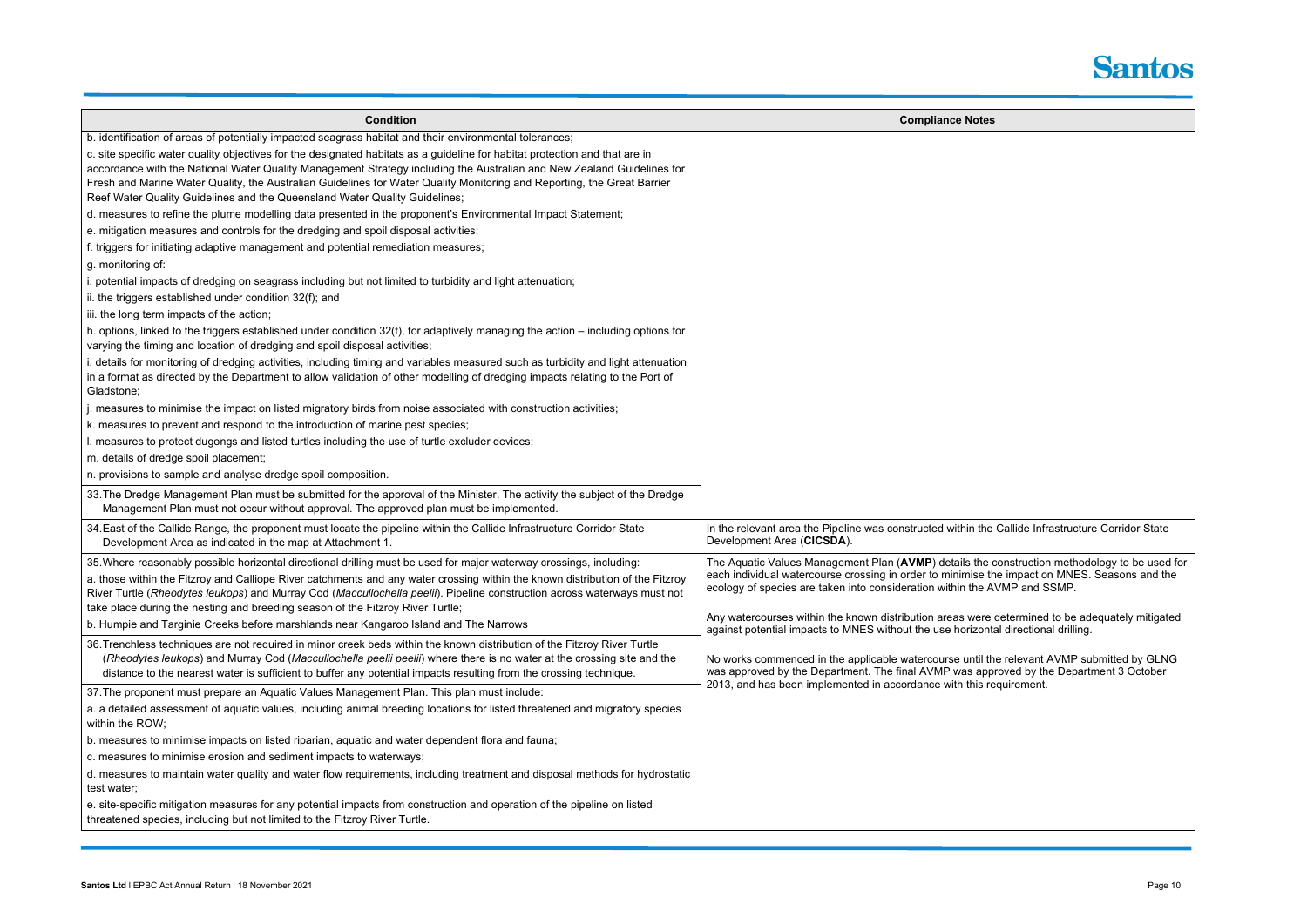| Condition | Compliance Notes |
| --- | --- |
| b. identification of areas of potentially impacted seagrass habitat and their environmental tolerances;<br>c. site specific water quality objectives for the designated habitats as a guideline for habitat protection and that are in accordance with the National Water Quality Management Strategy including the Australian and New Zealand Guidelines for Fresh and Marine Water Quality, the Australian Guidelines for Water Quality Monitoring and Reporting, the Great Barrier Reef Water Quality Guidelines and the Queensland Water Quality Guidelines;<br>d. measures to refine the plume modelling data presented in the proponent's Environmental Impact Statement;<br>e. mitigation measures and controls for the dredging and spoil disposal activities;<br>f. triggers for initiating adaptive management and potential remediation measures;<br>g. monitoring of:<br>i. potential impacts of dredging on seagrass including but not limited to turbidity and light attenuation;<br>ii. the triggers established under condition 32(f); and<br>iii. the long term impacts of the action;<br>h. options, linked to the triggers established under condition 32(f), for adaptively managing the action – including options for varying the timing and location of dredging and spoil disposal activities;<br>i. details for monitoring of dredging activities, including timing and variables measured such as turbidity and light attenuation in a format as directed by the Department to allow validation of other modelling of dredging impacts relating to the Port of Gladstone;<br>j. measures to minimise the impact on listed migratory birds from noise associated with construction activities;<br>k. measures to prevent and respond to the introduction of marine pest species;<br>l. measures to protect dugongs and listed turtles including the use of turtle excluder devices;<br>m. details of dredge spoil placement;<br>n. provisions to sample and analyse dredge spoil composition. | |
| 33. The Dredge Management Plan must be submitted for the approval of the Minister. The activity the subject of the Dredge Management Plan must not occur without approval. The approved plan must be implemented. | |
| 34. East of the Callide Range, the proponent must locate the pipeline within the Callide Infrastructure Corridor State Development Area as indicated in the map at Attachment 1. | In the relevant area the Pipeline was constructed within the Callide Infrastructure Corridor State Development Area (**CICSDA**). |
| 35. Where reasonably possible horizontal directional drilling must be used for major waterway crossings, including:<br>a. those within the Fitzroy and Calliope River catchments and any water crossing within the known distribution of the Fitzroy River Turtle (*Rheodytes leukops*) and Murray Cod (*Maccullochella peelii*). Pipeline construction across waterways must not take place during the nesting and breeding season of the Fitzroy River Turtle;<br>b. Humpie and Targinie Creeks before marshlands near Kangaroo Island and The Narrows | The Aquatic Values Management Plan (**AVMP**) details the construction methodology to be used for each individual watercourse crossing in order to minimise the impact on MNES. Seasons and the ecology of species are taken into consideration within the AVMP and SSMP.<br><br>Any watercourses within the known distribution areas were determined to be adequately mitigated against potential impacts to MNES without the use horizontal directional drilling.<br><br>No works commenced in the applicable watercourse until the relevant AVMP submitted by GLNG was approved by the Department. The final AVMP was approved by the Department 3 October 2013, and has been implemented in accordance with this requirement. |
| 36. Trenchless techniques are not required in minor creek beds within the known distribution of the Fitzroy River Turtle (*Rheodytes leukops*) and Murray Cod (*Maccullochella peelii peelii*) where there is no water at the crossing site and the distance to the nearest water is sufficient to buffer any potential impacts resulting from the crossing technique. | |
| 37. The proponent must prepare an Aquatic Values Management Plan. This plan must include:<br>a. a detailed assessment of aquatic values, including animal breeding locations for listed threatened and migratory species within the ROW;<br>b. measures to minimise impacts on listed riparian, aquatic and water dependent flora and fauna;<br>c. measures to minimise erosion and sediment impacts to waterways;<br>d. measures to maintain water quality and water flow requirements, including treatment and disposal methods for hydrostatic test water;<br>e. site-specific mitigation measures for any potential impacts from construction and operation of the pipeline on listed threatened species, including but not limited to the Fitzroy River Turtle. | |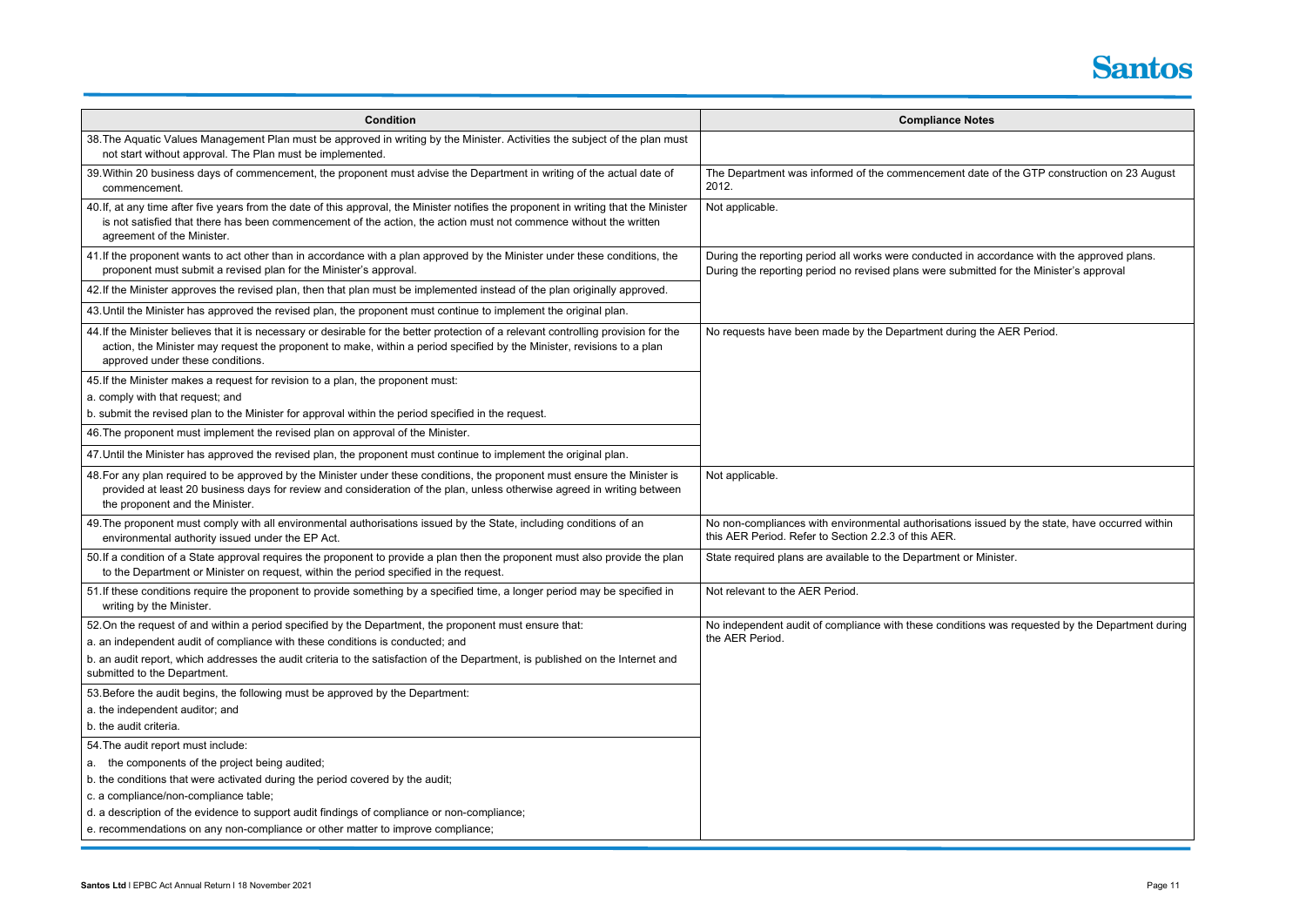| Condition | Compliance Notes |
| --- | --- |
| 38. The Aquatic Values Management Plan must be approved in writing by the Minister. Activities the subject of the plan must not start without approval. The Plan must be implemented. | |
| 39. Within 20 business days of commencement, the proponent must advise the Department in writing of the actual date of commencement. | The Department was informed of the commencement date of the GTP construction on 23 August 2012. |
| 40. If, at any time after five years from the date of this approval, the Minister notifies the proponent in writing that the Minister is not satisfied that there has been commencement of the action, the action must not commence without the written agreement of the Minister. | Not applicable. |
| 41. If the proponent wants to act other than in accordance with a plan approved by the Minister under these conditions, the proponent must submit a revised plan for the Minister's approval. | During the reporting period all works were conducted in accordance with the approved plans. During the reporting period no revised plans were submitted for the Minister's approval |
| 42. If the Minister approves the revised plan, then that plan must be implemented instead of the plan originally approved. | |
| 43. Until the Minister has approved the revised plan, the proponent must continue to implement the original plan. | |
| 44. If the Minister believes that it is necessary or desirable for the better protection of a relevant controlling provision for the action, the Minister may request the proponent to make, within a period specified by the Minister, revisions to a plan approved under these conditions. | No requests have been made by the Department during the AER Period. |
| 45. If the Minister makes a request for revision to a plan, the proponent must:<br>a. comply with that request; and<br>b. submit the revised plan to the Minister for approval within the period specified in the request. | |
| 46. The proponent must implement the revised plan on approval of the Minister. | |
| 47. Until the Minister has approved the revised plan, the proponent must continue to implement the original plan. | |
| 48. For any plan required to be approved by the Minister under these conditions, the proponent must ensure the Minister is provided at least 20 business days for review and consideration of the plan, unless otherwise agreed in writing between the proponent and the Minister. | Not applicable. |
| 49. The proponent must comply with all environmental authorisations issued by the State, including conditions of an environmental authority issued under the EP Act. | No non-compliances with environmental authorisations issued by the state, have occurred within this AER Period. Refer to Section 2.2.3 of this AER. |
| 50. If a condition of a State approval requires the proponent to provide a plan then the proponent must also provide the plan to the Department or Minister on request, within the period specified in the request. | State required plans are available to the Department or Minister. |
| 51. If these conditions require the proponent to provide something by a specified time, a longer period may be specified in writing by the Minister. | Not relevant to the AER Period. |
| 52. On the request of and within a period specified by the Department, the proponent must ensure that:<br>a. an independent audit of compliance with these conditions is conducted; and<br>b. an audit report, which addresses the audit criteria to the satisfaction of the Department, is published on the Internet and submitted to the Department. | No independent audit of compliance with these conditions was requested by the Department during the AER Period. |
| 53. Before the audit begins, the following must be approved by the Department:<br>a. the independent auditor; and<br>b. the audit criteria. | |
| 54. The audit report must include:<br>a. the components of the project being audited;<br>b. the conditions that were activated during the period covered by the audit;<br>c. a compliance/non-compliance table;<br>d. a description of the evidence to support audit findings of compliance or non-compliance;<br>e. recommendations on any non-compliance or other matter to improve compliance; | |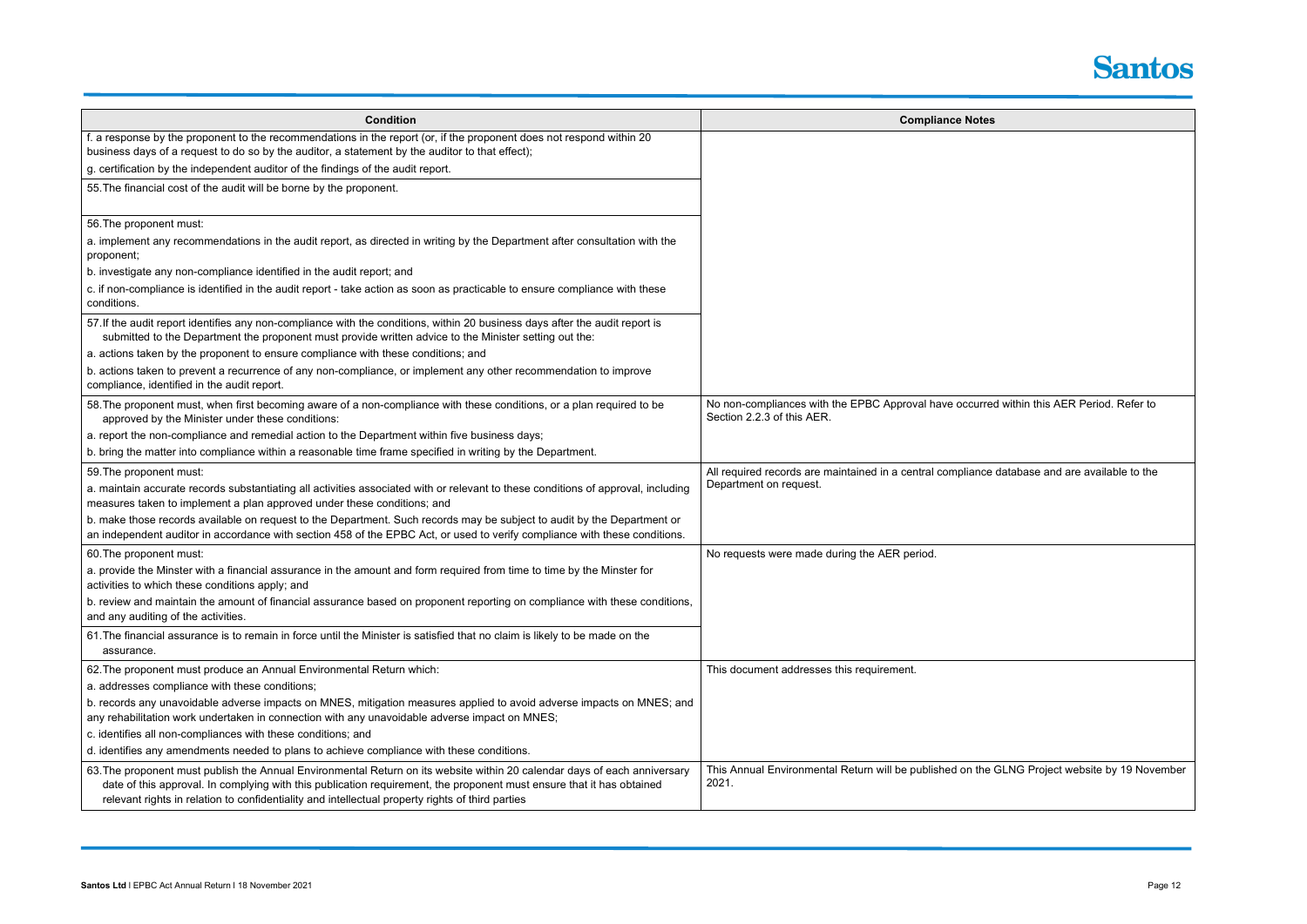| Condition | Compliance Notes |
|---|---|
| f. a response by the proponent to the recommendations in the report (or, if the proponent does not respond within 20 business days of a request to do so by the auditor, a statement by the auditor to that effect);<br>g. certification by the independent auditor of the findings of the audit report. | |
| 55.The financial cost of the audit will be borne by the proponent. | |
| 56.The proponent must:<br>a. implement any recommendations in the audit report, as directed in writing by the Department after consultation with the proponent;<br>b. investigate any non-compliance identified in the audit report; and<br>c. if non-compliance is identified in the audit report - take action as soon as practicable to ensure compliance with these conditions. | |
| 57.If the audit report identifies any non-compliance with the conditions, within 20 business days after the audit report is submitted to the Department the proponent must provide written advice to the Minister setting out the:<br>a. actions taken by the proponent to ensure compliance with these conditions; and<br>b. actions taken to prevent a recurrence of any non-compliance, or implement any other recommendation to improve compliance, identified in the audit report. | |
| 58.The proponent must, when first becoming aware of a non-compliance with these conditions, or a plan required to be approved by the Minister under these conditions:<br>a. report the non-compliance and remedial action to the Department within five business days;<br>b. bring the matter into compliance within a reasonable time frame specified in writing by the Department. | No non-compliances with the EPBC Approval have occurred within this AER Period. Refer to Section 2.2.3 of this AER. |
| 59.The proponent must:<br>a. maintain accurate records substantiating all activities associated with or relevant to these conditions of approval, including measures taken to implement a plan approved under these conditions; and<br>b. make those records available on request to the Department. Such records may be subject to audit by the Department or an independent auditor in accordance with section 458 of the EPBC Act, or used to verify compliance with these conditions. | All required records are maintained in a central compliance database and are available to the Department on request. |
| 60.The proponent must:<br>a. provide the Minster with a financial assurance in the amount and form required from time to time by the Minster for activities to which these conditions apply; and<br>b. review and maintain the amount of financial assurance based on proponent reporting on compliance with these conditions, and any auditing of the activities.<br>61.The financial assurance is to remain in force until the Minister is satisfied that no claim is likely to be made on the assurance. | No requests were made during the AER period. |
| 62.The proponent must produce an Annual Environmental Return which:<br>a. addresses compliance with these conditions;<br>b. records any unavoidable adverse impacts on MNES, mitigation measures applied to avoid adverse impacts on MNES; and any rehabilitation work undertaken in connection with any unavoidable adverse impact on MNES;<br>c. identifies all non-compliances with these conditions; and<br>d. identifies any amendments needed to plans to achieve compliance with these conditions. | This document addresses this requirement. |
| 63.The proponent must publish the Annual Environmental Return on its website within 20 calendar days of each anniversary date of this approval. In complying with this publication requirement, the proponent must ensure that it has obtained relevant rights in relation to confidentiality and intellectual property rights of third parties | This Annual Environmental Return will be published on the GLNG Project website by 19 November 2021. |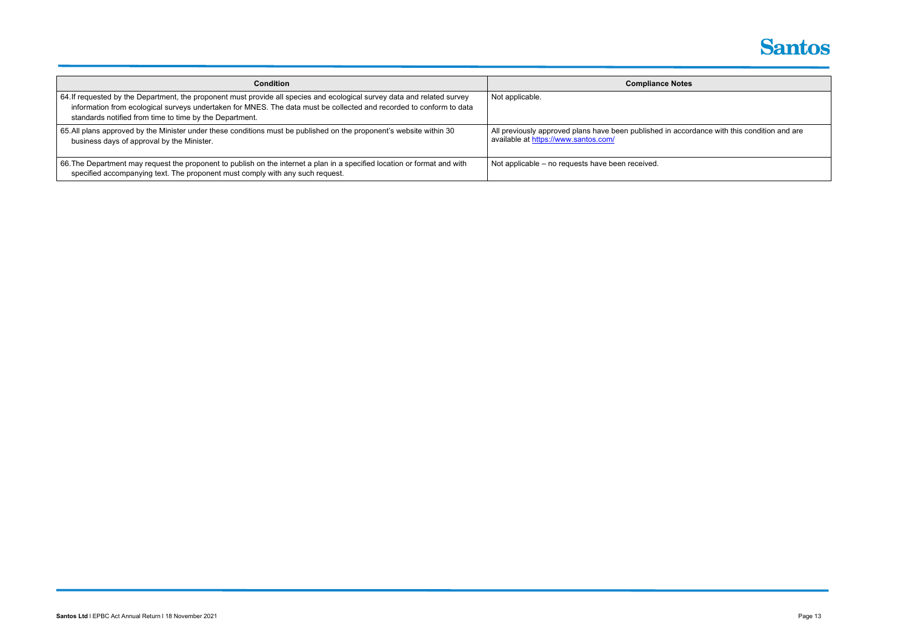| Condition | Compliance Notes |
| --- | --- |
| 64. If requested by the Department, the proponent must provide all species and ecological survey data and related survey information from ecological surveys undertaken for MNES. The data must be collected and recorded to conform to data standards notified from time to time by the Department. | Not applicable. |
| 65. All plans approved by the Minister under these conditions must be published on the proponent's website within 30 business days of approval by the Minister. | All previously approved plans have been published in accordance with this condition and are available at https://www.santos.com/ |
| 66. The Department may request the proponent to publish on the internet a plan in a specified location or format and with specified accompanying text. The proponent must comply with any such request. | Not applicable – no requests have been received. |